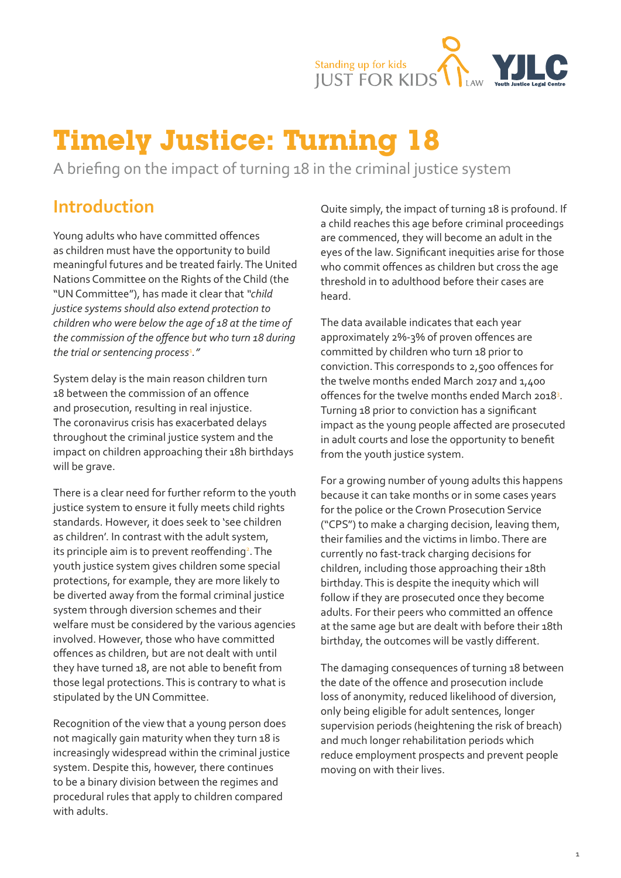# Timely Justice: Turning 18

A briefing on the impact of turning 18 in the criminal justice system

## Introduction

Young adults who have committed offences as children must have the opportunity to build meaningful futures and be treated fairly. The United Nations Committee on the Rights of the Child (the "UN Committee"), has made it clear that "*child justice systems should also extend protection to children who were below the age of 18 at the time of the commission of the offence but who turn 18 during the trial or sentencing process*[1]."

System delay is the main reason children turn 18 between the commission of an offence and prosecution, resulting in real injustice. The coronavirus crisis has exacerbated delays throughout the criminal justice system and the impact on children approaching their 18h birthdays will be grave.

There is a clear need for further reform to the youth justice system to ensure it fully meets child rights standards. However, it does seek to 'see children as children'. In contrast with the adult system, its principle aim is to prevent reoffending[2]. The youth justice system gives children some special protections, for example, they are more likely to be diverted away from the formal criminal justice system through diversion schemes and their welfare must be considered by the various agencies involved. However, those who have committed offences as children, but are not dealt with until they have turned 18, are not able to benefit from those legal protections. This is contrary to what is stipulated by the UN Committee.

Recognition of the view that a young person does not magically gain maturity when they turn 18 is increasingly widespread within the criminal justice system. Despite this, however, there continues to be a binary division between the regimes and procedural rules that apply to children compared with adults.

Quite simply, the impact of turning 18 is profound. If a child reaches this age before criminal proceedings are commenced, they will become an adult in the eyes of the law. Significant inequities arise for those who commit offences as children but cross the age threshold in to adulthood before their cases are heard.

The data available indicates that each year approximately 2%-3% of proven offences are committed by children who turn 18 prior to conviction. This corresponds to 2,500 offences for the twelve months ended March 2017 and 1,400 offences for the twelve months ended March 2018[3]. Turning 18 prior to conviction has a significant impact as the young people affected are prosecuted in adult courts and lose the opportunity to benefit from the youth justice system.

For a growing number of young adults this happens because it can take months or in some cases years for the police or the Crown Prosecution Service ("CPS") to make a charging decision, leaving them, their families and the victims in limbo. There are currently no fast-track charging decisions for children, including those approaching their 18th birthday. This is despite the inequity which will follow if they are prosecuted once they become adults. For their peers who committed an offence at the same age but are dealt with before their 18th birthday, the outcomes will be vastly different.

The damaging consequences of turning 18 between the date of the offence and prosecution include loss of anonymity, reduced likelihood of diversion, only being eligible for adult sentences, longer supervision periods (heightening the risk of breach) and much longer rehabilitation periods which reduce employment prospects and prevent people moving on with their lives.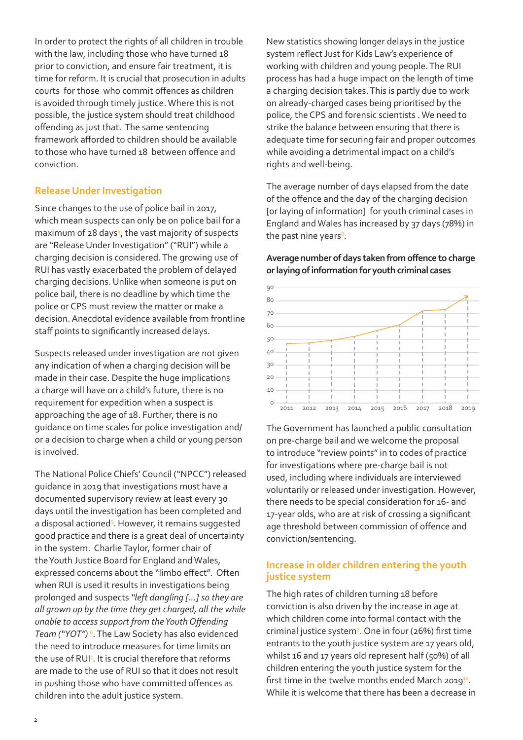In order to protect the rights of all children in trouble with the law, including those who have turned 18 prior to conviction, and ensure fair treatment, it is time for reform. It is crucial that prosecution in adults courts for those who commit offences as children is avoided through timely justice. Where this is not possible, the justice system should treat childhood offending as just that. The same sentencing framework afforded to children should be available to those who have turned 18 between offence and conviction.

## Release Under Investigation

Since changes to the use of police bail in 2017, which mean suspects can only be on police bail for a maximum of 28 days[4], the vast majority of suspects are "Release Under Investigation" ("RUI") while a charging decision is considered. The growing use of RUI has vastly exacerbated the problem of delayed charging decisions. Unlike when someone is put on police bail, there is no deadline by which time the police or CPS must review the matter or make a decision. Anecdotal evidence available from frontline staff points to significantly increased delays.

Suspects released under investigation are not given any indication of when a charging decision will be made in their case. Despite the huge implications a charge will have on a child's future, there is no requirement for expedition when a suspect is approaching the age of 18. Further, there is no guidance on time scales for police investigation and/or a decision to charge when a child or young person is involved.

The National Police Chiefs' Council ("NPCC") released guidance in 2019 that investigations must have a documented supervisory review at least every 30 days until the investigation has been completed and a disposal actioned[5]. However, it remains suggested good practice and there is a great deal of uncertainty in the system. Charlie Taylor, former chair of the Youth Justice Board for England and Wales, expressed concerns about the "limbo effect". Often when RUI is used it results in investigations being prolonged and suspects *"left dangling [...] so they are all grown up by the time they get charged, all the while unable to access support from the Youth Offending Team ("YOT")* [6]. The Law Society has also evidenced the need to introduce measures for time limits on the use of RUI[7]. It is crucial therefore that reforms are made to the use of RUI so that it does not result in pushing those who have committed offences as children into the adult justice system.

New statistics showing longer delays in the justice system reflect Just for Kids Law's experience of working with children and young people. The RUI process has had a huge impact on the length of time a charging decision takes. This is partly due to work on already-charged cases being prioritised by the police, the CPS and forensic scientists . We need to strike the balance between ensuring that there is adequate time for securing fair and proper outcomes while avoiding a detrimental impact on a child's rights and well-being.

The average number of days elapsed from the date of the offence and the day of the charging decision [or laying of information] for youth criminal cases in England and Wales has increased by 37 days (78%) in the past nine years[8].

**Average number of days taken from offence to charge or laying of information for youth criminal cases**

The Government has launched a public consultation on pre-charge bail and we welcome the proposal to introduce "review points" in to codes of practice for investigations where pre-charge bail is not used, including where individuals are interviewed voluntarily or released under investigation. However, there needs to be special consideration for 16- and 17-year olds, who are at risk of crossing a significant age threshold between commission of offence and conviction/sentencing.

## Increase in older children entering the youth justice system

The high rates of children turning 18 before conviction is also driven by the increase in age at which children come into formal contact with the criminal justice system[9]. One in four (26%) first time entrants to the youth justice system are 17 years old, whilst 16 and 17 years old represent half (50%) of all children entering the youth justice system for the first time in the twelve months ended March 2019[10]. While it is welcome that there has been a decrease in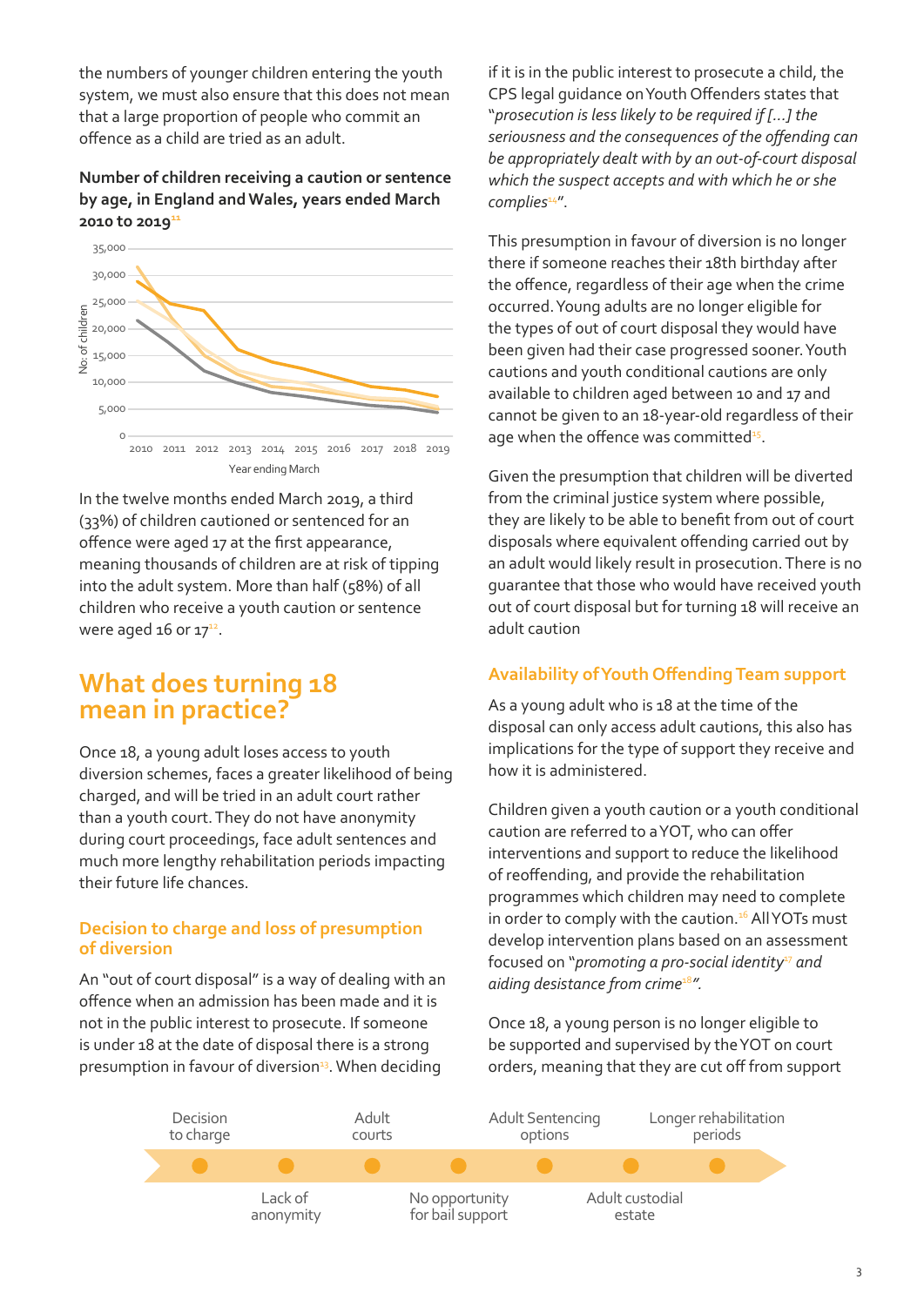the numbers of younger children entering the youth system, we must also ensure that this does not mean that a large proportion of people who commit an offence as a child are tried as an adult.

**Number of children receiving a caution or sentence by age, in England and Wales, years ended March 2010 to 2019**[11]

In the twelve months ended March 2019, a third (33%) of children cautioned or sentenced for an offence were aged 17 at the first appearance, meaning thousands of children are at risk of tipping into the adult system. More than half (58%) of all children who receive a youth caution or sentence were aged 16 or 17[12].

## What does turning 18 mean in practice?

Once 18, a young adult loses access to youth diversion schemes, faces a greater likelihood of being charged, and will be tried in an adult court rather than a youth court. They do not have anonymity during court proceedings, face adult sentences and much more lengthy rehabilitation periods impacting their future life chances.

### Decision to charge and loss of presumption of diversion

An "out of court disposal" is a way of dealing with an offence when an admission has been made and it is not in the public interest to prosecute. If someone is under 18 at the date of disposal there is a strong presumption in favour of diversion[13]. When deciding if it is in the public interest to prosecute a child, the CPS legal guidance on Youth Offenders states that "*prosecution is less likely to be required if [...] the seriousness and the consequences of the offending can be appropriately dealt with by an out-of-court disposal which the suspect accepts and with which he or she complies*[14]".

This presumption in favour of diversion is no longer there if someone reaches their 18th birthday after the offence, regardless of their age when the crime occurred. Young adults are no longer eligible for the types of out of court disposal they would have been given had their case progressed sooner. Youth cautions and youth conditional cautions are only available to children aged between 10 and 17 and cannot be given to an 18-year-old regardless of their age when the offence was committed[15].

Given the presumption that children will be diverted from the criminal justice system where possible, they are likely to be able to benefit from out of court disposals where equivalent offending carried out by an adult would likely result in prosecution. There is no guarantee that those who would have received youth out of court disposal but for turning 18 will receive an adult caution

### Availability of Youth Offending Team support

As a young adult who is 18 at the time of the disposal can only access adult cautions, this also has implications for the type of support they receive and how it is administered.

Children given a youth caution or a youth conditional caution are referred to a YOT, who can offer interventions and support to reduce the likelihood of reoffending, and provide the rehabilitation programmes which children may need to complete in order to comply with the caution.[16] All YOTs must develop intervention plans based on an assessment focused on "*promoting a pro-social identity*[17] *and aiding desistance from crime*[18]*"*.

Once 18, a young person is no longer eligible to be supported and supervised by the YOT on court orders, meaning that they are cut off from support

Decision to charge – Lack of anonymity – Adult courts – No opportunity for bail support – Adult Sentencing options – Adult custodial estate – Longer rehabilitation periods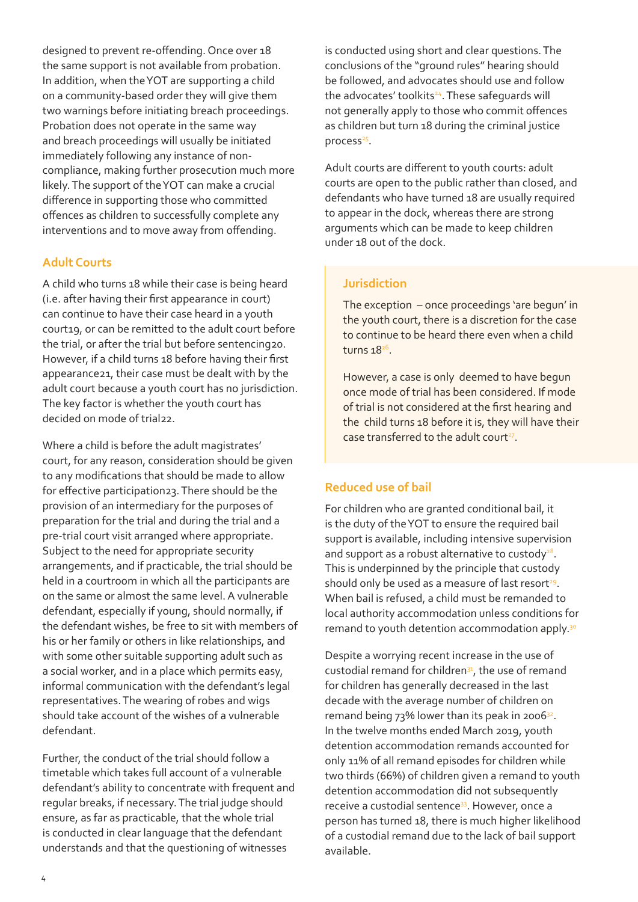designed to prevent re-offending. Once over 18 the same support is not available from probation. In addition, when the YOT are supporting a child on a community-based order they will give them two warnings before initiating breach proceedings. Probation does not operate in the same way and breach proceedings will usually be initiated immediately following any instance of non-compliance, making further prosecution much more likely. The support of the YOT can make a crucial difference in supporting those who committed offences as children to successfully complete any interventions and to move away from offending.

## Adult Courts

A child who turns 18 while their case is being heard (i.e. after having their first appearance in court) can continue to have their case heard in a youth court[19], or can be remitted to the adult court before the trial, or after the trial but before sentencing[20]. However, if a child turns 18 before having their first appearance[21], their case must be dealt with by the adult court because a youth court has no jurisdiction. The key factor is whether the youth court has decided on mode of trial[22].

Where a child is before the adult magistrates' court, for any reason, consideration should be given to any modifications that should be made to allow for effective participation[23]. There should be the provision of an intermediary for the purposes of preparation for the trial and during the trial and a pre-trial court visit arranged where appropriate. Subject to the need for appropriate security arrangements, and if practicable, the trial should be held in a courtroom in which all the participants are on the same or almost the same level. A vulnerable defendant, especially if young, should normally, if the defendant wishes, be free to sit with members of his or her family or others in like relationships, and with some other suitable supporting adult such as a social worker, and in a place which permits easy, informal communication with the defendant's legal representatives. The wearing of robes and wigs should take account of the wishes of a vulnerable defendant.

Further, the conduct of the trial should follow a timetable which takes full account of a vulnerable defendant's ability to concentrate with frequent and regular breaks, if necessary. The trial judge should ensure, as far as practicable, that the whole trial is conducted in clear language that the defendant understands and that the questioning of witnesses is conducted using short and clear questions. The conclusions of the "ground rules" hearing should be followed, and advocates should use and follow the advocates' toolkits[24]. These safeguards will not generally apply to those who commit offences as children but turn 18 during the criminal justice process[25].

Adult courts are different to youth courts: adult courts are open to the public rather than closed, and defendants who have turned 18 are usually required to appear in the dock, whereas there are strong arguments which can be made to keep children under 18 out of the dock.

### Jurisdiction

The exception – once proceedings 'are begun' in the youth court, there is a discretion for the case to continue to be heard there even when a child turns 18[26].

However, a case is only deemed to have begun once mode of trial has been considered. If mode of trial is not considered at the first hearing and the child turns 18 before it is, they will have their case transferred to the adult court[27].

## Reduced use of bail

For children who are granted conditional bail, it is the duty of the YOT to ensure the required bail support is available, including intensive supervision and support as a robust alternative to custody[28]. This is underpinned by the principle that custody should only be used as a measure of last resort[29]. When bail is refused, a child must be remanded to local authority accommodation unless conditions for remand to youth detention accommodation apply.[30]

Despite a worrying recent increase in the use of custodial remand for children[31], the use of remand for children has generally decreased in the last decade with the average number of children on remand being 73% lower than its peak in 2006[32]. In the twelve months ended March 2019, youth detention accommodation remands accounted for only 11% of all remand episodes for children while two thirds (66%) of children given a remand to youth detention accommodation did not subsequently receive a custodial sentence[33]. However, once a person has turned 18, there is much higher likelihood of a custodial remand due to the lack of bail support available.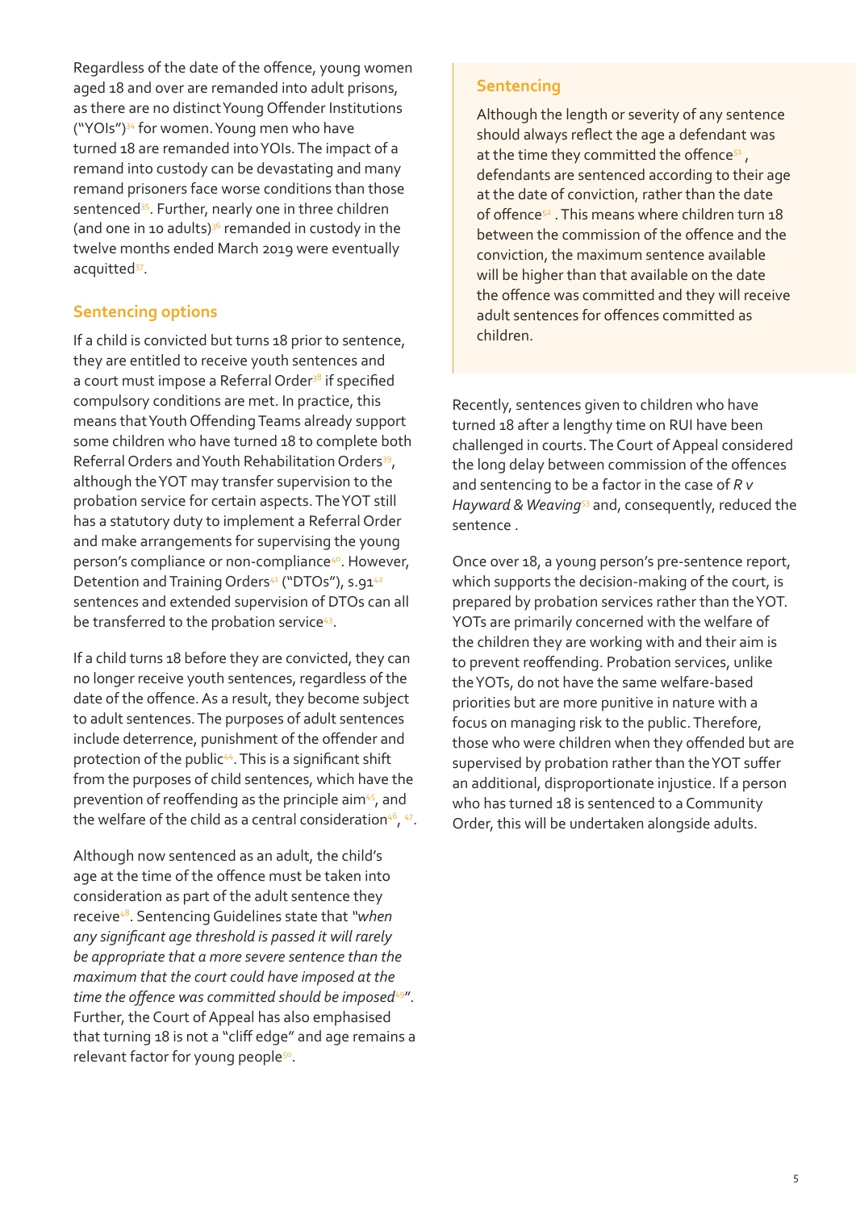Regardless of the date of the offence, young women aged 18 and over are remanded into adult prisons, as there are no distinct Young Offender Institutions ("YOIs")[34] for women. Young men who have turned 18 are remanded into YOIs. The impact of a remand into custody can be devastating and many remand prisoners face worse conditions than those sentenced[35]. Further, nearly one in three children (and one in 10 adults)[36] remanded in custody in the twelve months ended March 2019 were eventually acquitted[37].

## Sentencing options

If a child is convicted but turns 18 prior to sentence, they are entitled to receive youth sentences and a court must impose a Referral Order[38] if specified compulsory conditions are met. In practice, this means that Youth Offending Teams already support some children who have turned 18 to complete both Referral Orders and Youth Rehabilitation Orders[39], although the YOT may transfer supervision to the probation service for certain aspects. The YOT still has a statutory duty to implement a Referral Order and make arrangements for supervising the young person's compliance or non-compliance[40]. However, Detention and Training Orders[41] ("DTOs"), s.91[42] sentences and extended supervision of DTOs can all be transferred to the probation service[43].

If a child turns 18 before they are convicted, they can no longer receive youth sentences, regardless of the date of the offence. As a result, they become subject to adult sentences. The purposes of adult sentences include deterrence, punishment of the offender and protection of the public[44]. This is a significant shift from the purposes of child sentences, which have the prevention of reoffending as the principle aim[45], and the welfare of the child as a central consideration[46], [47].

Although now sentenced as an adult, the child's age at the time of the offence must be taken into consideration as part of the adult sentence they receive[48]. Sentencing Guidelines state that "*when any significant age threshold is passed it will rarely be appropriate that a more severe sentence than the maximum that the court could have imposed at the time the offence was committed should be imposed*[49]". Further, the Court of Appeal has also emphasised that turning 18 is not a "cliff edge" and age remains a relevant factor for young people[50].

## Sentencing

Although the length or severity of any sentence should always reflect the age a defendant was at the time they committed the offence[51], defendants are sentenced according to their age at the date of conviction, rather than the date of offence[52]. This means where children turn 18 between the commission of the offence and the conviction, the maximum sentence available will be higher than that available on the date the offence was committed and they will receive adult sentences for offences committed as children.

Recently, sentences given to children who have turned 18 after a lengthy time on RUI have been challenged in courts. The Court of Appeal considered the long delay between commission of the offences and sentencing to be a factor in the case of *R v Hayward & Weaving*[53] and, consequently, reduced the sentence .

Once over 18, a young person's pre-sentence report, which supports the decision-making of the court, is prepared by probation services rather than the YOT. YOTs are primarily concerned with the welfare of the children they are working with and their aim is to prevent reoffending. Probation services, unlike the YOTs, do not have the same welfare-based priorities but are more punitive in nature with a focus on managing risk to the public. Therefore, those who were children when they offended but are supervised by probation rather than the YOT suffer an additional, disproportionate injustice. If a person who has turned 18 is sentenced to a Community Order, this will be undertaken alongside adults.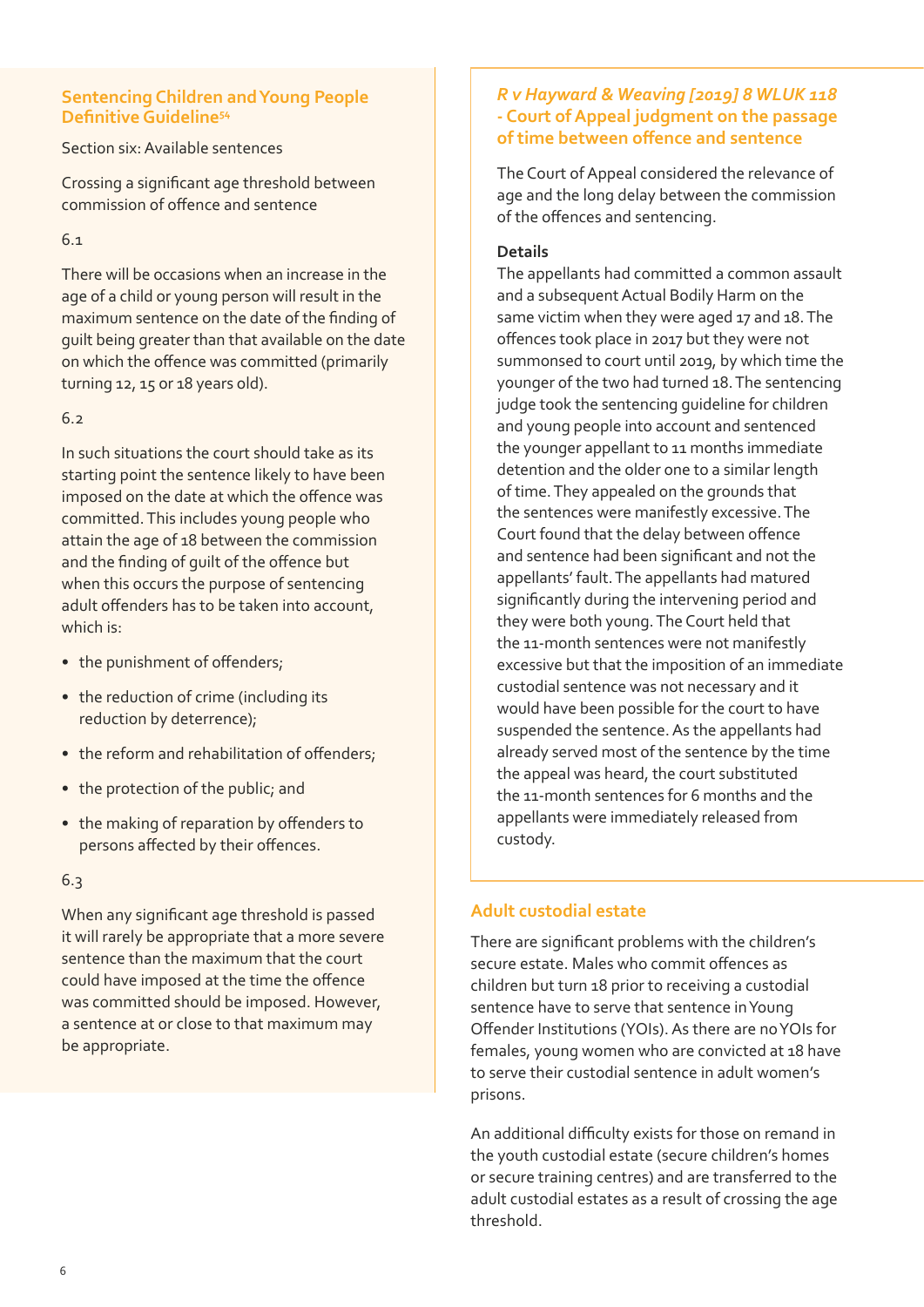### Sentencing Children and Young People Definitive Guideline[54]

Section six: Available sentences

Crossing a significant age threshold between commission of offence and sentence

6.1

There will be occasions when an increase in the age of a child or young person will result in the maximum sentence on the date of the finding of guilt being greater than that available on the date on which the offence was committed (primarily turning 12, 15 or 18 years old).

6.2

In such situations the court should take as its starting point the sentence likely to have been imposed on the date at which the offence was committed. This includes young people who attain the age of 18 between the commission and the finding of guilt of the offence but when this occurs the purpose of sentencing adult offenders has to be taken into account, which is:

- the punishment of offenders;
- the reduction of crime (including its reduction by deterrence);
- the reform and rehabilitation of offenders;
- the protection of the public; and
- the making of reparation by offenders to persons affected by their offences.

6.3

When any significant age threshold is passed it will rarely be appropriate that a more severe sentence than the maximum that the court could have imposed at the time the offence was committed should be imposed. However, a sentence at or close to that maximum may be appropriate.

### *R v Hayward & Weaving [2019] 8 WLUK 118* - Court of Appeal judgment on the passage of time between offence and sentence

The Court of Appeal considered the relevance of age and the long delay between the commission of the offences and sentencing.

**Details**

The appellants had committed a common assault and a subsequent Actual Bodily Harm on the same victim when they were aged 17 and 18. The offences took place in 2017 but they were not summonsed to court until 2019, by which time the younger of the two had turned 18. The sentencing judge took the sentencing guideline for children and young people into account and sentenced the younger appellant to 11 months immediate detention and the older one to a similar length of time. They appealed on the grounds that the sentences were manifestly excessive. The Court found that the delay between offence and sentence had been significant and not the appellants' fault. The appellants had matured significantly during the intervening period and they were both young. The Court held that the 11-month sentences were not manifestly excessive but that the imposition of an immediate custodial sentence was not necessary and it would have been possible for the court to have suspended the sentence. As the appellants had already served most of the sentence by the time the appeal was heard, the court substituted the 11-month sentences for 6 months and the appellants were immediately released from custody.

### Adult custodial estate

There are significant problems with the children's secure estate. Males who commit offences as children but turn 18 prior to receiving a custodial sentence have to serve that sentence in Young Offender Institutions (YOIs). As there are no YOIs for females, young women who are convicted at 18 have to serve their custodial sentence in adult women's prisons.

An additional difficulty exists for those on remand in the youth custodial estate (secure children's homes or secure training centres) and are transferred to the adult custodial estates as a result of crossing the age threshold.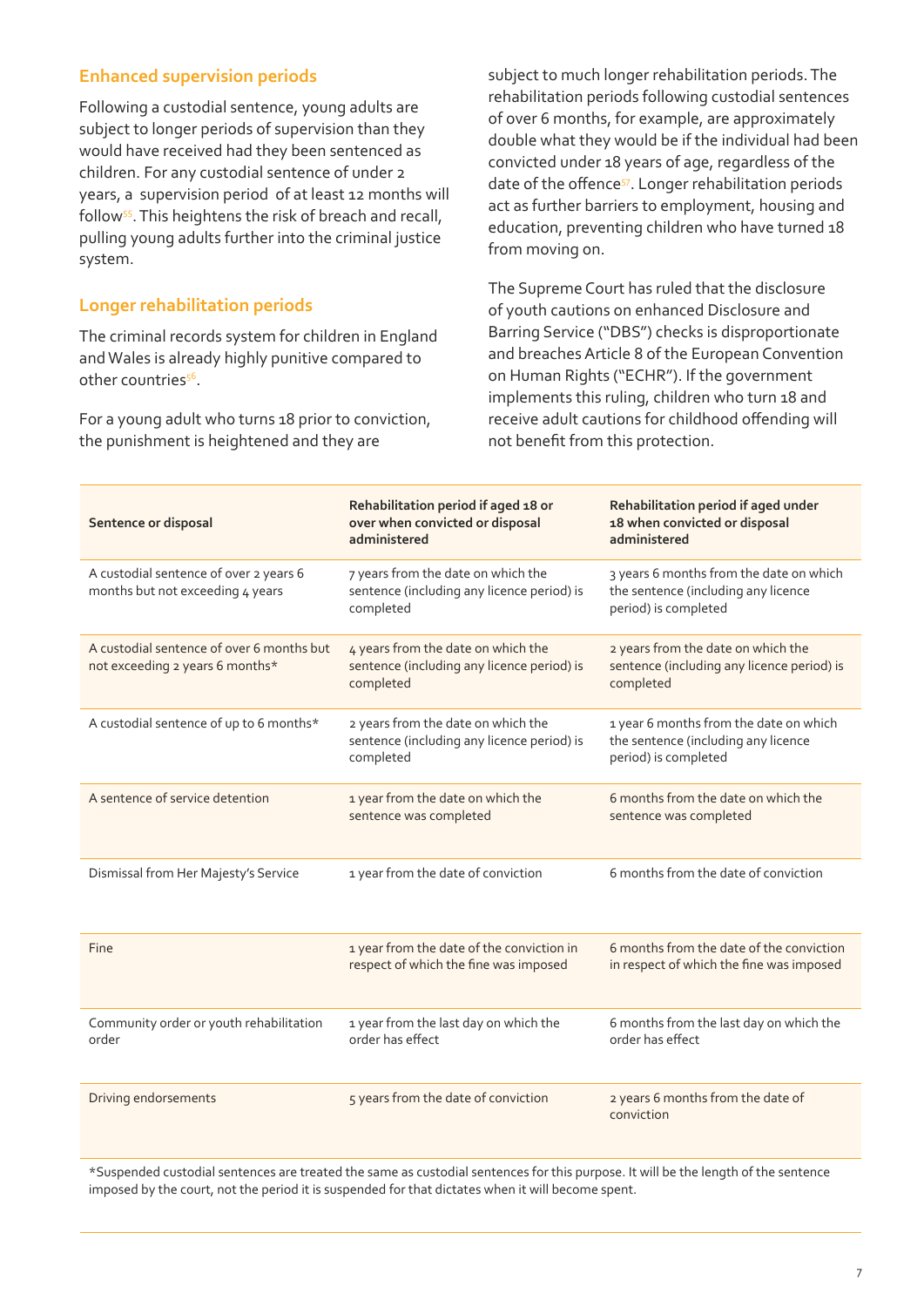## Enhanced supervision periods

Following a custodial sentence, young adults are subject to longer periods of supervision than they would have received had they been sentenced as children. For any custodial sentence of under 2 years, a supervision period of at least 12 months will follow[55]. This heightens the risk of breach and recall, pulling young adults further into the criminal justice system.

## Longer rehabilitation periods

The criminal records system for children in England and Wales is already highly punitive compared to other countries[56].

For a young adult who turns 18 prior to conviction, the punishment is heightened and they are subject to much longer rehabilitation periods. The rehabilitation periods following custodial sentences of over 6 months, for example, are approximately double what they would be if the individual had been convicted under 18 years of age, regardless of the date of the offence[57]. Longer rehabilitation periods act as further barriers to employment, housing and education, preventing children who have turned 18 from moving on.

The Supreme Court has ruled that the disclosure of youth cautions on enhanced Disclosure and Barring Service ("DBS") checks is disproportionate and breaches Article 8 of the European Convention on Human Rights ("ECHR"). If the government implements this ruling, children who turn 18 and receive adult cautions for childhood offending will not benefit from this protection.

| Sentence or disposal | Rehabilitation period if aged 18 or over when convicted or disposal administered | Rehabilitation period if aged under 18 when convicted or disposal administered |
|---|---|---|
| A custodial sentence of over 2 years 6 months but not exceeding 4 years | 7 years from the date on which the sentence (including any licence period) is completed | 3 years 6 months from the date on which the sentence (including any licence period) is completed |
| A custodial sentence of over 6 months but not exceeding 2 years 6 months* | 4 years from the date on which the sentence (including any licence period) is completed | 2 years from the date on which the sentence (including any licence period) is completed |
| A custodial sentence of up to 6 months* | 2 years from the date on which the sentence (including any licence period) is completed | 1 year 6 months from the date on which the sentence (including any licence period) is completed |
| A sentence of service detention | 1 year from the date on which the sentence was completed | 6 months from the date on which the sentence was completed |
| Dismissal from Her Majesty's Service | 1 year from the date of conviction | 6 months from the date of conviction |
| Fine | 1 year from the date of the conviction in respect of which the fine was imposed | 6 months from the date of the conviction in respect of which the fine was imposed |
| Community order or youth rehabilitation order | 1 year from the last day on which the order has effect | 6 months from the last day on which the order has effect |
| Driving endorsements | 5 years from the date of conviction | 2 years 6 months from the date of conviction |

*Suspended custodial sentences are treated the same as custodial sentences for this purpose. It will be the length of the sentence imposed by the court, not the period it is suspended for that dictates when it will become spent.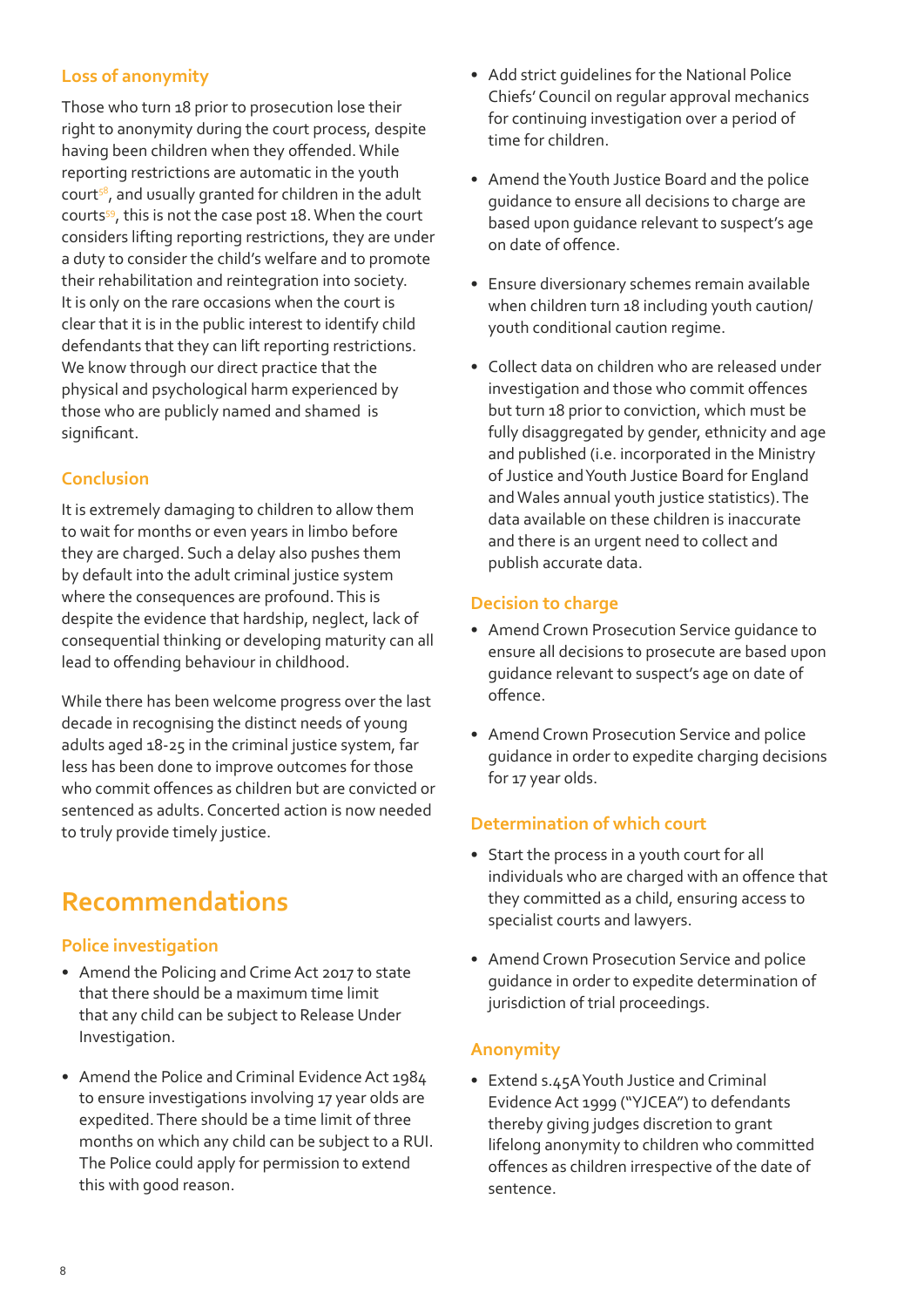### Loss of anonymity

Those who turn 18 prior to prosecution lose their right to anonymity during the court process, despite having been children when they offended. While reporting restrictions are automatic in the youth court[58], and usually granted for children in the adult courts[59], this is not the case post 18. When the court considers lifting reporting restrictions, they are under a duty to consider the child's welfare and to promote their rehabilitation and reintegration into society. It is only on the rare occasions when the court is clear that it is in the public interest to identify child defendants that they can lift reporting restrictions. We know through our direct practice that the physical and psychological harm experienced by those who are publicly named and shamed is significant.

### Conclusion

It is extremely damaging to children to allow them to wait for months or even years in limbo before they are charged. Such a delay also pushes them by default into the adult criminal justice system where the consequences are profound. This is despite the evidence that hardship, neglect, lack of consequential thinking or developing maturity can all lead to offending behaviour in childhood.

While there has been welcome progress over the last decade in recognising the distinct needs of young adults aged 18-25 in the criminal justice system, far less has been done to improve outcomes for those who commit offences as children but are convicted or sentenced as adults. Concerted action is now needed to truly provide timely justice.

## Recommendations

### Police investigation

- Amend the Policing and Crime Act 2017 to state that there should be a maximum time limit that any child can be subject to Release Under Investigation.
- Amend the Police and Criminal Evidence Act 1984 to ensure investigations involving 17 year olds are expedited. There should be a time limit of three months on which any child can be subject to a RUI. The Police could apply for permission to extend this with good reason.
- Add strict guidelines for the National Police Chiefs' Council on regular approval mechanics for continuing investigation over a period of time for children.
- Amend the Youth Justice Board and the police guidance to ensure all decisions to charge are based upon guidance relevant to suspect's age on date of offence.
- Ensure diversionary schemes remain available when children turn 18 including youth caution/ youth conditional caution regime.
- Collect data on children who are released under investigation and those who commit offences but turn 18 prior to conviction, which must be fully disaggregated by gender, ethnicity and age and published (i.e. incorporated in the Ministry of Justice and Youth Justice Board for England and Wales annual youth justice statistics). The data available on these children is inaccurate and there is an urgent need to collect and publish accurate data.

### Decision to charge

- Amend Crown Prosecution Service guidance to ensure all decisions to prosecute are based upon guidance relevant to suspect's age on date of offence.
- Amend Crown Prosecution Service and police guidance in order to expedite charging decisions for 17 year olds.

### Determination of which court

- Start the process in a youth court for all individuals who are charged with an offence that they committed as a child, ensuring access to specialist courts and lawyers.
- Amend Crown Prosecution Service and police guidance in order to expedite determination of jurisdiction of trial proceedings.

### Anonymity

- Extend s.45A Youth Justice and Criminal Evidence Act 1999 ("YJCEA") to defendants thereby giving judges discretion to grant lifelong anonymity to children who committed offences as children irrespective of the date of sentence.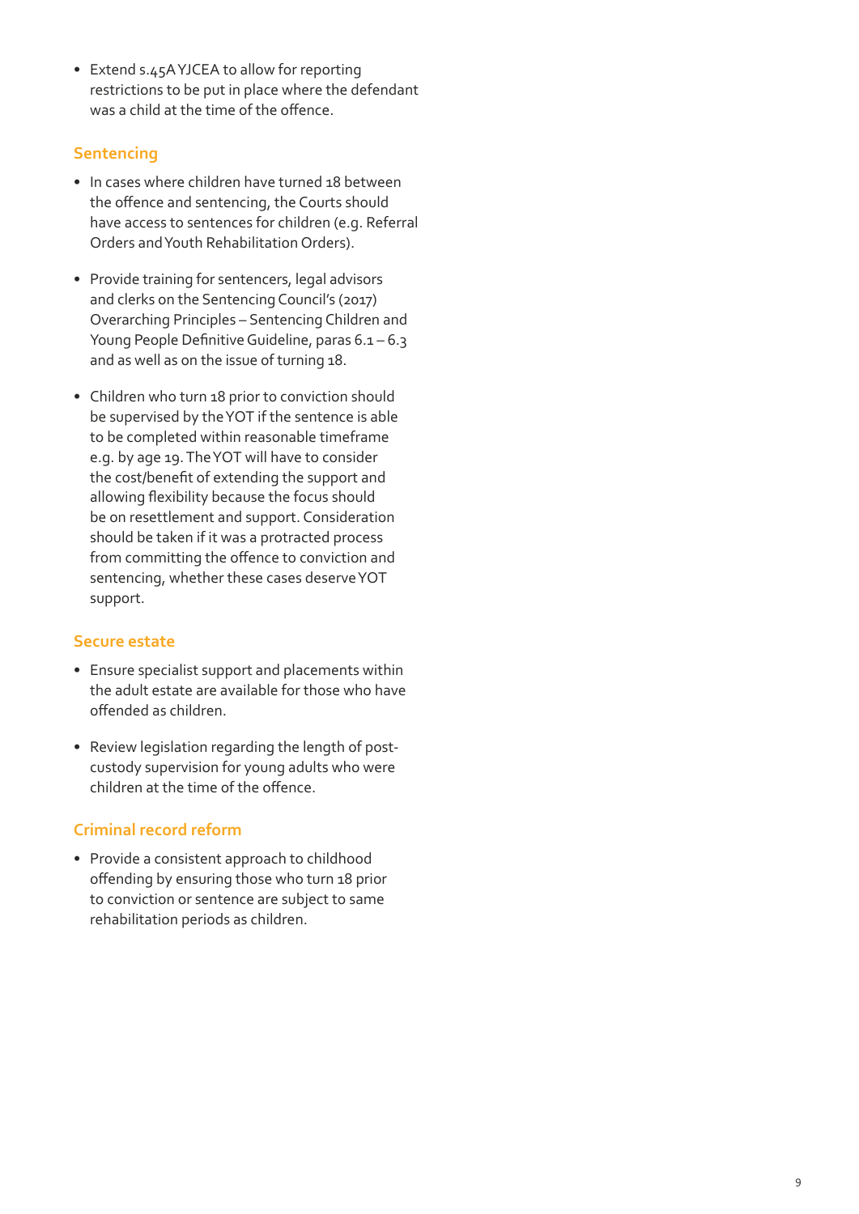- Extend s.45A YJCEA to allow for reporting restrictions to be put in place where the defendant was a child at the time of the offence.

### Sentencing

- In cases where children have turned 18 between the offence and sentencing, the Courts should have access to sentences for children (e.g. Referral Orders and Youth Rehabilitation Orders).
- Provide training for sentencers, legal advisors and clerks on the Sentencing Council's (2017) Overarching Principles – Sentencing Children and Young People Definitive Guideline, paras 6.1 – 6.3 and as well as on the issue of turning 18.
- Children who turn 18 prior to conviction should be supervised by the YOT if the sentence is able to be completed within reasonable timeframe e.g. by age 19. The YOT will have to consider the cost/benefit of extending the support and allowing flexibility because the focus should be on resettlement and support. Consideration should be taken if it was a protracted process from committing the offence to conviction and sentencing, whether these cases deserve YOT support.

### Secure estate

- Ensure specialist support and placements within the adult estate are available for those who have offended as children.
- Review legislation regarding the length of post-custody supervision for young adults who were children at the time of the offence.

### Criminal record reform

- Provide a consistent approach to childhood offending by ensuring those who turn 18 prior to conviction or sentence are subject to same rehabilitation periods as children.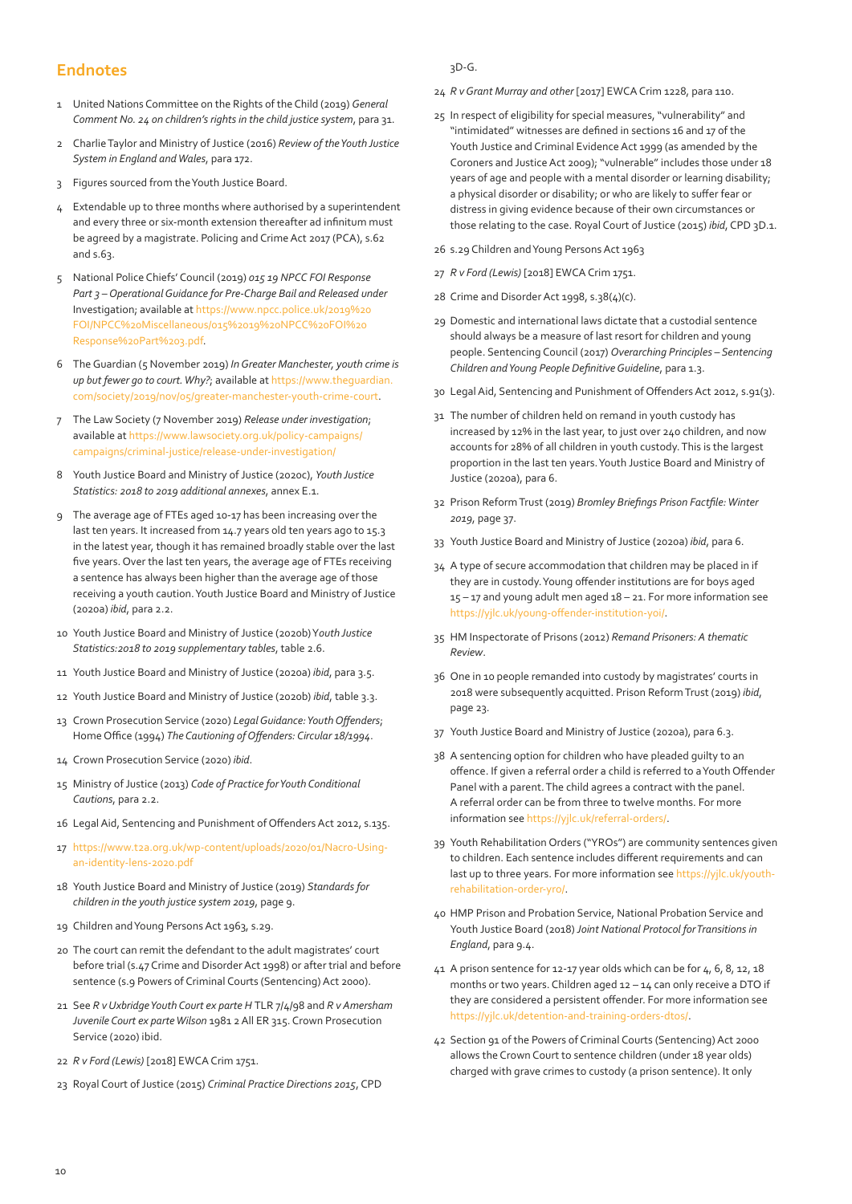## Endnotes

1. United Nations Committee on the Rights of the Child (2019) *General Comment No. 24 on children's rights in the child justice system*, para 31.
2. Charlie Taylor and Ministry of Justice (2016) *Review of the Youth Justice System in England and Wales*, para 172.
3. Figures sourced from the Youth Justice Board.
4. Extendable up to three months where authorised by a superintendent and every three or six-month extension thereafter ad infinitum must be agreed by a magistrate. Policing and Crime Act 2017 (PCA), s.62 and s.63.
5. National Police Chiefs' Council (2019) *015 19 NPCC FOI Response Part 3 – Operational Guidance for Pre-Charge Bail and Released under* Investigation; available at https://www.npcc.police.uk/2019%20FOI/NPCC%20Miscellaneous/015%2019%20NPCC%20FOI%20Response%20Part%203.pdf.
6. The Guardian (5 November 2019) *In Greater Manchester, youth crime is up but fewer go to court. Why?*; available at https://www.theguardian.com/society/2019/nov/05/greater-manchester-youth-crime-court.
7. The Law Society (7 November 2019) *Release under investigation*; available at https://www.lawsociety.org.uk/policy-campaigns/campaigns/criminal-justice/release-under-investigation/
8. Youth Justice Board and Ministry of Justice (2020c), *Youth Justice Statistics: 2018 to 2019 additional annexes*, annex E.1.
9. The average age of FTEs aged 10-17 has been increasing over the last ten years. It increased from 14.7 years old ten years ago to 15.3 in the latest year, though it has remained broadly stable over the last five years. Over the last ten years, the average age of FTEs receiving a sentence has always been higher than the average age of those receiving a youth caution. Youth Justice Board and Ministry of Justice (2020a) *ibid*, para 2.2.
10. Youth Justice Board and Ministry of Justice (2020b) *Youth Justice Statistics:2018 to 2019 supplementary tables*, table 2.6.
11. Youth Justice Board and Ministry of Justice (2020a) *ibid*, para 3.5.
12. Youth Justice Board and Ministry of Justice (2020b) *ibid*, table 3.3.
13. Crown Prosecution Service (2020) *Legal Guidance: Youth Offenders*; Home Office (1994) *The Cautioning of Offenders: Circular 18/1994*.
14. Crown Prosecution Service (2020) *ibid*.
15. Ministry of Justice (2013) *Code of Practice for Youth Conditional Cautions*, para 2.2.
16. Legal Aid, Sentencing and Punishment of Offenders Act 2012, s.135.
17. https://www.t2a.org.uk/wp-content/uploads/2020/01/Nacro-Using-an-identity-lens-2020.pdf
18. Youth Justice Board and Ministry of Justice (2019) *Standards for children in the youth justice system 2019*, page 9.
19. Children and Young Persons Act 1963, s.29.
20. The court can remit the defendant to the adult magistrates' court before trial (s.47 Crime and Disorder Act 1998) or after trial and before sentence (s.9 Powers of Criminal Courts (Sentencing) Act 2000).
21. See *R v Uxbridge Youth Court ex parte H* TLR 7/4/98 and *R v Amersham Juvenile Court ex parte Wilson* 1981 2 All ER 315. Crown Prosecution Service (2020) ibid.
22. *R v Ford (Lewis)* [2018] EWCA Crim 1751.
23. Royal Court of Justice (2015) *Criminal Practice Directions 2015*, CPD 3D-G.
24. *R v Grant Murray and other* [2017] EWCA Crim 1228, para 110.
25. In respect of eligibility for special measures, "vulnerability" and "intimidated" witnesses are defined in sections 16 and 17 of the Youth Justice and Criminal Evidence Act 1999 (as amended by the Coroners and Justice Act 2009); "vulnerable" includes those under 18 years of age and people with a mental disorder or learning disability; a physical disorder or disability; or who are likely to suffer fear or distress in giving evidence because of their own circumstances or those relating to the case. Royal Court of Justice (2015) *ibid*, CPD 3D.1.
26. s.29 Children and Young Persons Act 1963
27. *R v Ford (Lewis)* [2018] EWCA Crim 1751.
28. Crime and Disorder Act 1998, s.38(4)(c).
29. Domestic and international laws dictate that a custodial sentence should always be a measure of last resort for children and young people. Sentencing Council (2017) *Overarching Principles – Sentencing Children and Young People Definitive Guideline*, para 1.3.
30. Legal Aid, Sentencing and Punishment of Offenders Act 2012, s.91(3).
31. The number of children held on remand in youth custody has increased by 12% in the last year, to just over 240 children, and now accounts for 28% of all children in youth custody. This is the largest proportion in the last ten years. Youth Justice Board and Ministry of Justice (2020a), para 6.
32. Prison Reform Trust (2019) *Bromley Briefings Prison Factfile: Winter 2019*, page 37.
33. Youth Justice Board and Ministry of Justice (2020a) *ibid*, para 6.
34. A type of secure accommodation that children may be placed in if they are in custody. Young offender institutions are for boys aged 15 – 17 and young adult men aged 18 – 21. For more information see https://yjlc.uk/young-offender-institution-yoi/.
35. HM Inspectorate of Prisons (2012) *Remand Prisoners: A thematic Review*.
36. One in 10 people remanded into custody by magistrates' courts in 2018 were subsequently acquitted. Prison Reform Trust (2019) *ibid*, page 23.
37. Youth Justice Board and Ministry of Justice (2020a), para 6.3.
38. A sentencing option for children who have pleaded guilty to an offence. If given a referral order a child is referred to a Youth Offender Panel with a parent. The child agrees a contract with the panel. A referral order can be from three to twelve months. For more information see https://yjlc.uk/referral-orders/.
39. Youth Rehabilitation Orders ("YROs") are community sentences given to children. Each sentence includes different requirements and can last up to three years. For more information see https://yjlc.uk/youth-rehabilitation-order-yro/.
40. HMP Prison and Probation Service, National Probation Service and Youth Justice Board (2018) *Joint National Protocol for Transitions in England*, para 9.4.
41. A prison sentence for 12-17 year olds which can be for 4, 6, 8, 12, 18 months or two years. Children aged 12 – 14 can only receive a DTO if they are considered a persistent offender. For more information see https://yjlc.uk/detention-and-training-orders-dtos/.
42. Section 91 of the Powers of Criminal Courts (Sentencing) Act 2000 allows the Crown Court to sentence children (under 18 year olds) charged with grave crimes to custody (a prison sentence). It only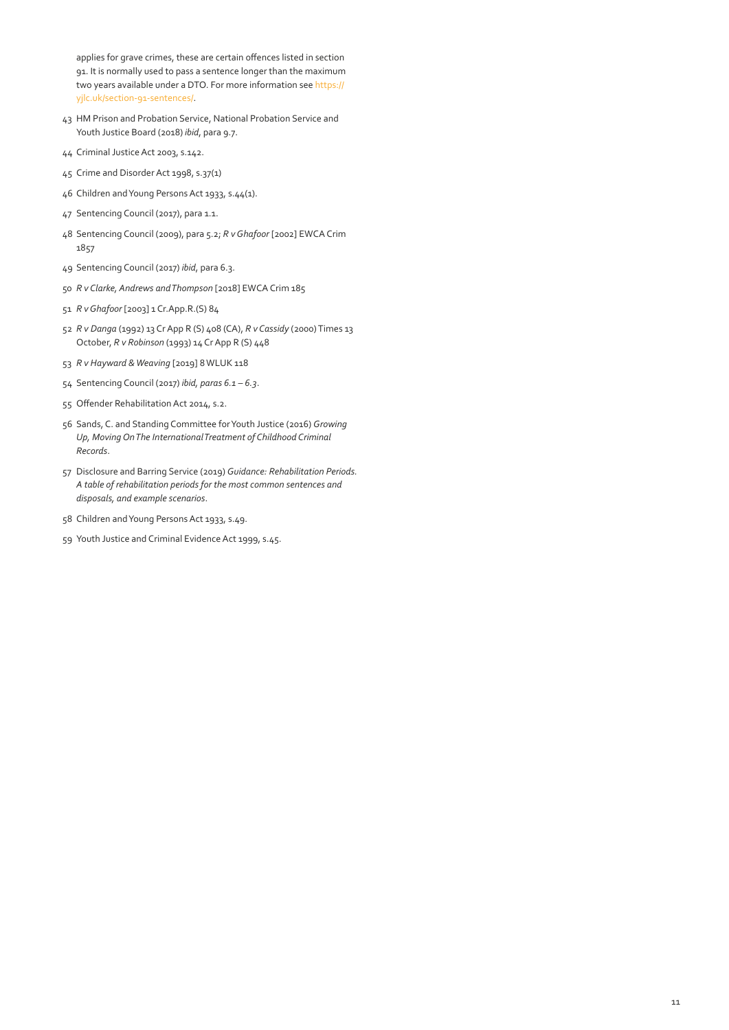applies for grave crimes, these are certain offences listed in section 91. It is normally used to pass a sentence longer than the maximum two years available under a DTO. For more information see https://yjlc.uk/section-91-sentences/.

43 HM Prison and Probation Service, National Probation Service and Youth Justice Board (2018) *ibid*, para 9.7.

44 Criminal Justice Act 2003, s.142.

45 Crime and Disorder Act 1998, s.37(1)

46 Children and Young Persons Act 1933, s.44(1).

47 Sentencing Council (2017), para 1.1.

48 Sentencing Council (2009), para 5.2; *R v Ghafoor* [2002] EWCA Crim 1857

49 Sentencing Council (2017) *ibid*, para 6.3.

50 *R v Clarke, Andrews and Thompson* [2018] EWCA Crim 185

51 *R v Ghafoor* [2003] 1 Cr.App.R.(S) 84

52 *R v Danga* (1992) 13 Cr App R (S) 408 (CA), *R v Cassidy* (2000) Times 13 October, *R v Robinson* (1993) 14 Cr App R (S) 448

53 *R v Hayward & Weaving* [2019] 8 WLUK 118

54 Sentencing Council (2017) *ibid, paras 6.1 – 6.3*.

55 Offender Rehabilitation Act 2014, s.2.

56 Sands, C. and Standing Committee for Youth Justice (2016) *Growing Up, Moving On The International Treatment of Childhood Criminal Records*.

57 Disclosure and Barring Service (2019) *Guidance: Rehabilitation Periods. A table of rehabilitation periods for the most common sentences and disposals, and example scenarios*.

58 Children and Young Persons Act 1933, s.49.

59 Youth Justice and Criminal Evidence Act 1999, s.45.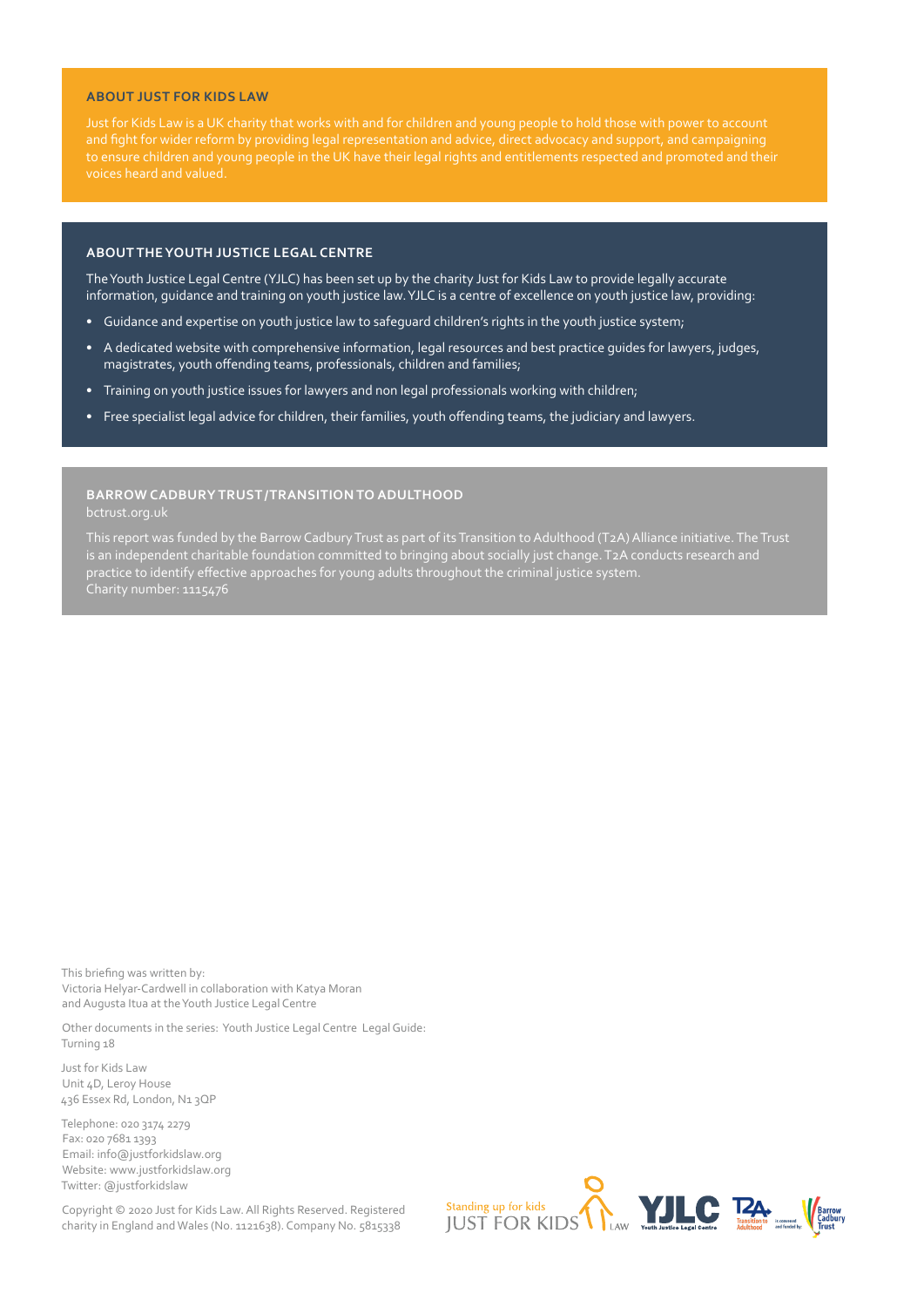## ABOUT JUST FOR KIDS LAW

Just for Kids Law is a UK charity that works with and for children and young people to hold those with power to account and fight for wider reform by providing legal representation and advice, direct advocacy and support, and campaigning to ensure children and young people in the UK have their legal rights and entitlements respected and promoted and their voices heard and valued.

## ABOUT THE YOUTH JUSTICE LEGAL CENTRE

The Youth Justice Legal Centre (YJLC) has been set up by the charity Just for Kids Law to provide legally accurate information, guidance and training on youth justice law. YJLC is a centre of excellence on youth justice law, providing:

- Guidance and expertise on youth justice law to safeguard children's rights in the youth justice system;
- A dedicated website with comprehensive information, legal resources and best practice guides for lawyers, judges, magistrates, youth offending teams, professionals, children and families;
- Training on youth justice issues for lawyers and non legal professionals working with children;
- Free specialist legal advice for children, their families, youth offending teams, the judiciary and lawyers.

## BARROW CADBURY TRUST / TRANSITION TO ADULTHOOD

bctrust.org.uk

This report was funded by the Barrow Cadbury Trust as part of its Transition to Adulthood (T2A) Alliance initiative. The Trust is an independent charitable foundation committed to bringing about socially just change. T2A conducts research and practice to identify effective approaches for young adults throughout the criminal justice system.
Charity number: 1115476

This briefing was written by:
Victoria Helyar-Cardwell in collaboration with Katya Moran and Augusta Itua at the Youth Justice Legal Centre

Other documents in the series: Youth Justice Legal Centre Legal Guide: Turning 18

Just for Kids Law
Unit 4D, Leroy House
436 Essex Rd, London, N1 3QP

Telephone: 020 3174 2279
Fax: 020 7681 1393
Email: info@justforkidslaw.org
Website: www.justforkidslaw.org
Twitter: @justforkidslaw

Copyright © 2020 Just for Kids Law. All Rights Reserved. Registered charity in England and Wales (No. 1121638). Company No. 5815338

Standing up for kids JUST FOR KIDS LAW
YJLC Youth Justice Legal Centre
T2A Transition to Adulthood is convened and funded by: Barrow Cadbury Trust